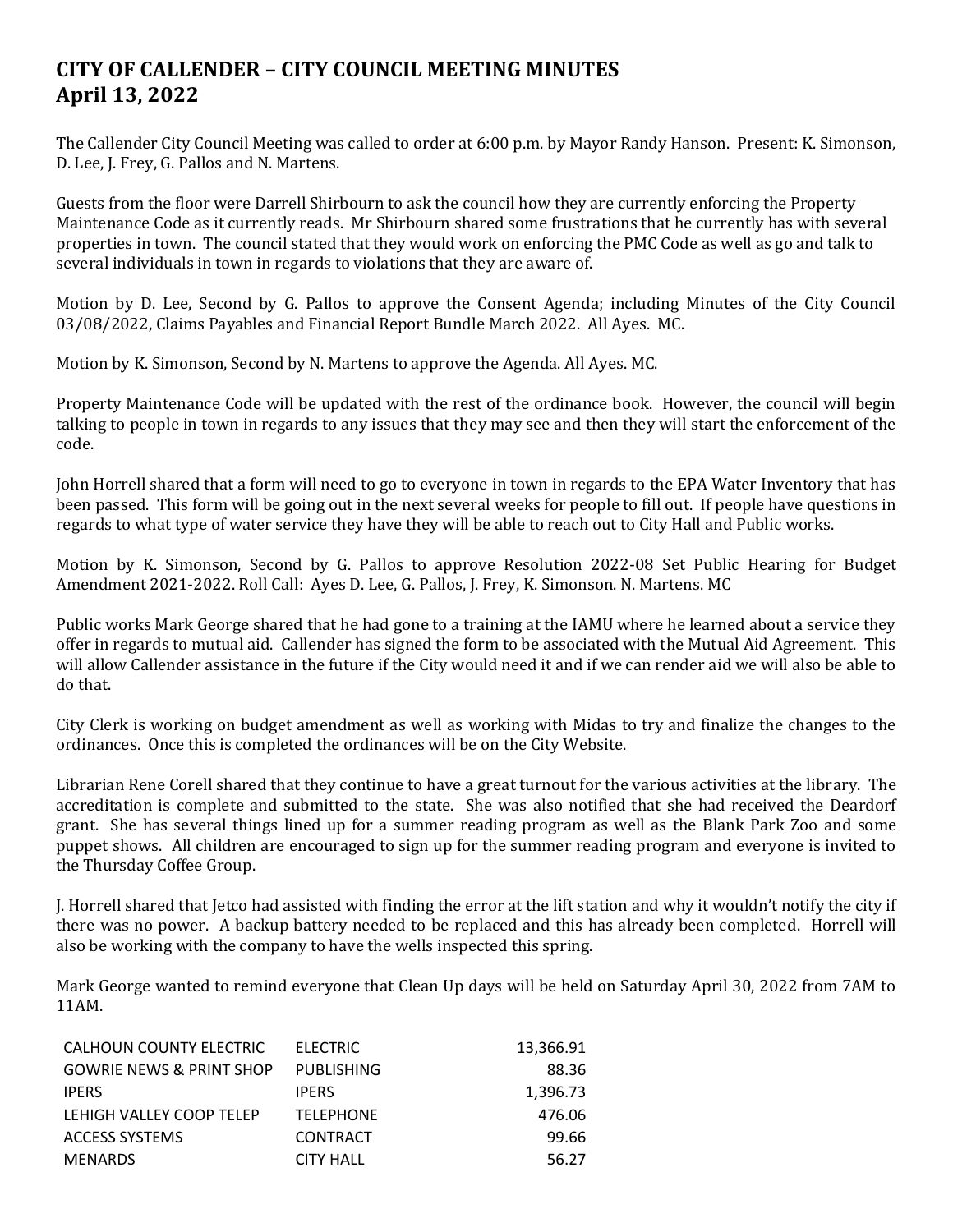# CITY OF CALLENDER – CITY COUNCIL MEETING MINUTES
# April 13, 2022

The Callender City Council Meeting was called to order at 6:00 p.m. by Mayor Randy Hanson. Present: K. Simonson, D. Lee, J. Frey, G. Pallos and N. Martens.

Guests from the floor were Darrell Shirbourn to ask the council how they are currently enforcing the Property Maintenance Code as it currently reads. Mr Shirbourn shared some frustrations that he currently has with several properties in town. The council stated that they would work on enforcing the PMC Code as well as go and talk to several individuals in town in regards to violations that they are aware of.

Motion by D. Lee, Second by G. Pallos to approve the Consent Agenda; including Minutes of the City Council 03/08/2022, Claims Payables and Financial Report Bundle March 2022. All Ayes. MC.

Motion by K. Simonson, Second by N. Martens to approve the Agenda. All Ayes. MC.

Property Maintenance Code will be updated with the rest of the ordinance book. However, the council will begin talking to people in town in regards to any issues that they may see and then they will start the enforcement of the code.

John Horrell shared that a form will need to go to everyone in town in regards to the EPA Water Inventory that has been passed. This form will be going out in the next several weeks for people to fill out. If people have questions in regards to what type of water service they have they will be able to reach out to City Hall and Public works.

Motion by K. Simonson, Second by G. Pallos to approve Resolution 2022-08 Set Public Hearing for Budget Amendment 2021-2022. Roll Call: Ayes D. Lee, G. Pallos, J. Frey, K. Simonson. N. Martens. MC

Public works Mark George shared that he had gone to a training at the IAMU where he learned about a service they offer in regards to mutual aid. Callender has signed the form to be associated with the Mutual Aid Agreement. This will allow Callender assistance in the future if the City would need it and if we can render aid we will also be able to do that.

City Clerk is working on budget amendment as well as working with Midas to try and finalize the changes to the ordinances. Once this is completed the ordinances will be on the City Website.

Librarian Rene Corell shared that they continue to have a great turnout for the various activities at the library. The accreditation is complete and submitted to the state. She was also notified that she had received the Deardorf grant. She has several things lined up for a summer reading program as well as the Blank Park Zoo and some puppet shows. All children are encouraged to sign up for the summer reading program and everyone is invited to the Thursday Coffee Group.

J. Horrell shared that Jetco had assisted with finding the error at the lift station and why it wouldn't notify the city if there was no power. A backup battery needed to be replaced and this has already been completed. Horrell will also be working with the company to have the wells inspected this spring.

Mark George wanted to remind everyone that Clean Up days will be held on Saturday April 30, 2022 from 7AM to 11AM.

| | | |
|---|---|---|
| CALHOUN COUNTY ELECTRIC | ELECTRIC | 13,366.91 |
| GOWRIE NEWS & PRINT SHOP | PUBLISHING | 88.36 |
| IPERS | IPERS | 1,396.73 |
| LEHIGH VALLEY COOP TELEP | TELEPHONE | 476.06 |
| ACCESS SYSTEMS | CONTRACT | 99.66 |
| MENARDS | CITY HALL | 56.27 |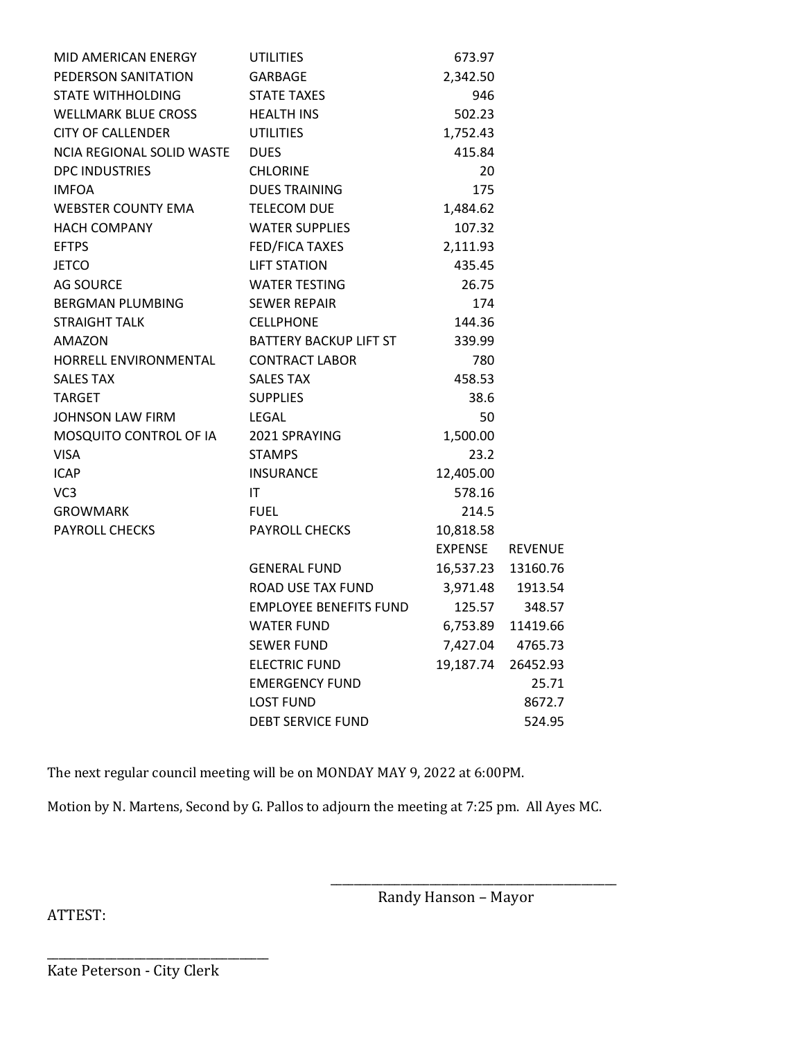| | | | |
|---|---|---|---|
| MID AMERICAN ENERGY | UTILITIES | 673.97 | |
| PEDERSON SANITATION | GARBAGE | 2,342.50 | |
| STATE WITHHOLDING | STATE TAXES | 946 | |
| WELLMARK BLUE CROSS | HEALTH INS | 502.23 | |
| CITY OF CALLENDER | UTILITIES | 1,752.43 | |
| NCIA REGIONAL SOLID WASTE | DUES | 415.84 | |
| DPC INDUSTRIES | CHLORINE | 20 | |
| IMFOA | DUES TRAINING | 175 | |
| WEBSTER COUNTY EMA | TELECOM DUE | 1,484.62 | |
| HACH COMPANY | WATER SUPPLIES | 107.32 | |
| EFTPS | FED/FICA TAXES | 2,111.93 | |
| JETCO | LIFT STATION | 435.45 | |
| AG SOURCE | WATER TESTING | 26.75 | |
| BERGMAN PLUMBING | SEWER REPAIR | 174 | |
| STRAIGHT TALK | CELLPHONE | 144.36 | |
| AMAZON | BATTERY BACKUP LIFT ST | 339.99 | |
| HORRELL ENVIRONMENTAL | CONTRACT LABOR | 780 | |
| SALES TAX | SALES TAX | 458.53 | |
| TARGET | SUPPLIES | 38.6 | |
| JOHNSON LAW FIRM | LEGAL | 50 | |
| MOSQUITO CONTROL OF IA | 2021 SPRAYING | 1,500.00 | |
| VISA | STAMPS | 23.2 | |
| ICAP | INSURANCE | 12,405.00 | |
| VC3 | IT | 578.16 | |
| GROWMARK | FUEL | 214.5 | |
| PAYROLL CHECKS | PAYROLL CHECKS | 10,818.58 | |
| | | EXPENSE | REVENUE |
| | GENERAL FUND | 16,537.23 | 13160.76 |
| | ROAD USE TAX FUND | 3,971.48 | 1913.54 |
| | EMPLOYEE BENEFITS FUND | 125.57 | 348.57 |
| | WATER FUND | 6,753.89 | 11419.66 |
| | SEWER FUND | 7,427.04 | 4765.73 |
| | ELECTRIC FUND | 19,187.74 | 26452.93 |
| | EMERGENCY FUND | | 25.71 |
| | LOST FUND | | 8672.7 |
| | DEBT SERVICE FUND | | 524.95 |

The next regular council meeting will be on MONDAY MAY 9, 2022 at 6:00PM.

Motion by N. Martens, Second by G. Pallos to adjourn the meeting at 7:25 pm. All Ayes MC.

\_\_\_\_\_\_\_\_\_\_\_\_\_\_\_\_\_\_\_\_\_\_\_\_\_\_\_\_\_\_\_\_\_\_\_\_\_\_\_\_

Randy Hanson – Mayor

ATTEST:

\_\_\_\_\_\_\_\_\_\_\_\_\_\_\_\_\_\_\_\_\_\_\_\_\_\_\_\_\_\_\_\_

Kate Peterson - City Clerk